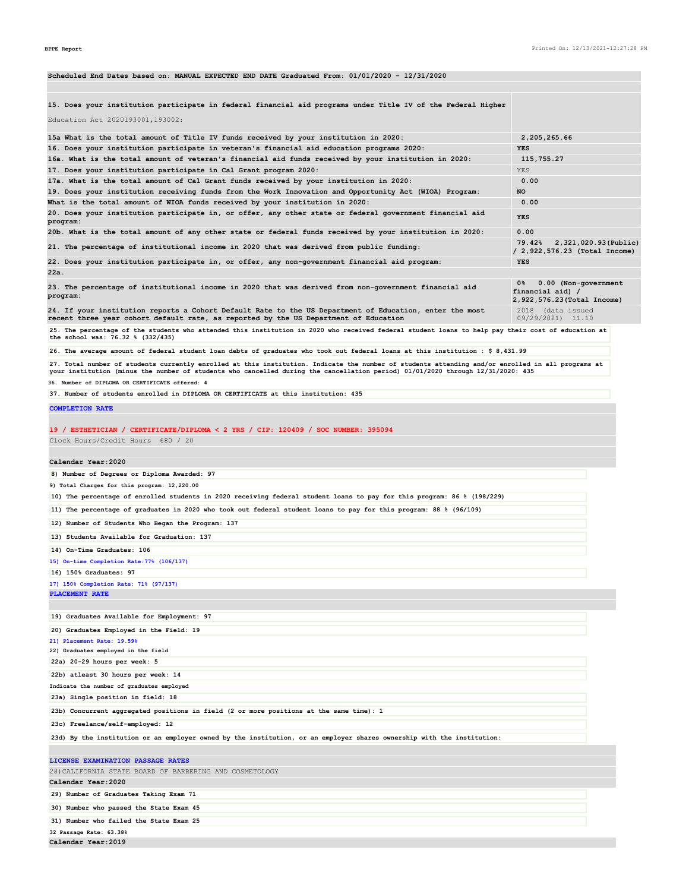Scheduled End Dates based on: MANUAL EXPECTED END DATE Graduated From: 01/01/2020 - 12/31/2020

| | |
|---|---|
| 15. Does your institution participate in federal financial aid programs under Title IV of the Federal Higher Education Act 2020193001,193002: | |
| 15a What is the total amount of Title IV funds received by your institution in 2020: | 2,205,265.66 |
| 16. Does your institution participate in veteran's financial aid education programs 2020: | YES |
| 16a. What is the total amount of veteran's financial aid funds received by your institution in 2020: | 115,755.27 |
| 17. Does your institution participate in Cal Grant program 2020: | YES |
| 17a. What is the total amount of Cal Grant funds received by your institution in 2020: | 0.00 |
| 19. Does your institution receiving funds from the Work Innovation and Opportunity Act (WIOA) Program: | NO |
| What is the total amount of WIOA funds received by your institution in 2020: | 0.00 |
| 20. Does your institution participate in, or offer, any other state or federal government financial aid program: | YES |
| 20b. What is the total amount of any other state or federal funds received by your institution in 2020: | 0.00 |
| 21. The percentage of institutional income in 2020 that was derived from public funding: | 79.42% 2,321,020.93(Public) / 2,922,576.23 (Total Income) |
| 22. Does your institution participate in, or offer, any non-government financial aid program: | YES |
| 22a. | |
| 23. The percentage of institutional income in 2020 that was derived from non-government financial aid program: | 0% 0.00 (Non-government financial aid) / 2,922,576.23(Total Income) |
| 24. If your institution reports a Cohort Default Rate to the US Department of Education, enter the most recent three year cohort default rate, as reported by the US Department of Education | 2018 (data issued 09/29/2021) 11.10 |

25. The percentage of the students who attended this institution in 2020 who received federal student loans to help pay their cost of education at the school was: 76.32 % (332/435)

26. The average amount of federal student loan debts of graduates who took out federal loans at this institution : $ 8,431.99

27. Total number of students currently enrolled at this institution. Indicate the number of students attending and/or enrolled in all programs at your institution (minus the number of students who cancelled during the cancellation period) 01/01/2020 through 12/31/2020: 435

36. Number of DIPLOMA OR CERTIFICATE offered: 4

37. Number of students enrolled in DIPLOMA OR CERTIFICATE at this institution: 435

## COMPLETION RATE

### 19 / ESTHETICIAN / CERTIFICATE/DIPLOMA < 2 YRS / CIP: 120409 / SOC NUMBER: 395094

Clock Hours/Credit Hours 680 / 20

**Calendar Year:2020**

8) Number of Degrees or Diploma Awarded: 97

9) Total Charges for this program: 12,220.00

10) The percentage of enrolled students in 2020 receiving federal student loans to pay for this program: 86 % (198/229)

11) The percentage of graduates in 2020 who took out federal student loans to pay for this program: 88 % (96/109)

12) Number of Students Who Began the Program: 137

13) Students Available for Graduation: 137

14) On-Time Graduates: 106

15) On-time Completion Rate:77% (106/137)

16) 150% Graduates: 97

17) 150% Completion Rate: 71% (97/137)

## PLACEMENT RATE

19) Graduates Available for Employment: 97

20) Graduates Employed in the Field: 19

21) Placement Rate: 19.59%

22) Graduates employed in the field

22a) 20-29 hours per week: 5

22b) atleast 30 hours per week: 14

Indicate the number of graduates employed

23a) Single position in field: 18

23b) Concurrent aggregated positions in field (2 or more positions at the same time): 1

23c) Freelance/self-employed: 12

23d) By the institution or an employer owned by the institution, or an employer shares ownership with the institution:

## LICENSE EXAMINATION PASSAGE RATES

28)CALIFORNIA STATE BOARD OF BARBERING AND COSMETOLOGY

**Calendar Year:2020**

29) Number of Graduates Taking Exam 71

30) Number who passed the State Exam 45

31) Number who failed the State Exam 25

32 Passage Rate: 63.38%

**Calendar Year:2019**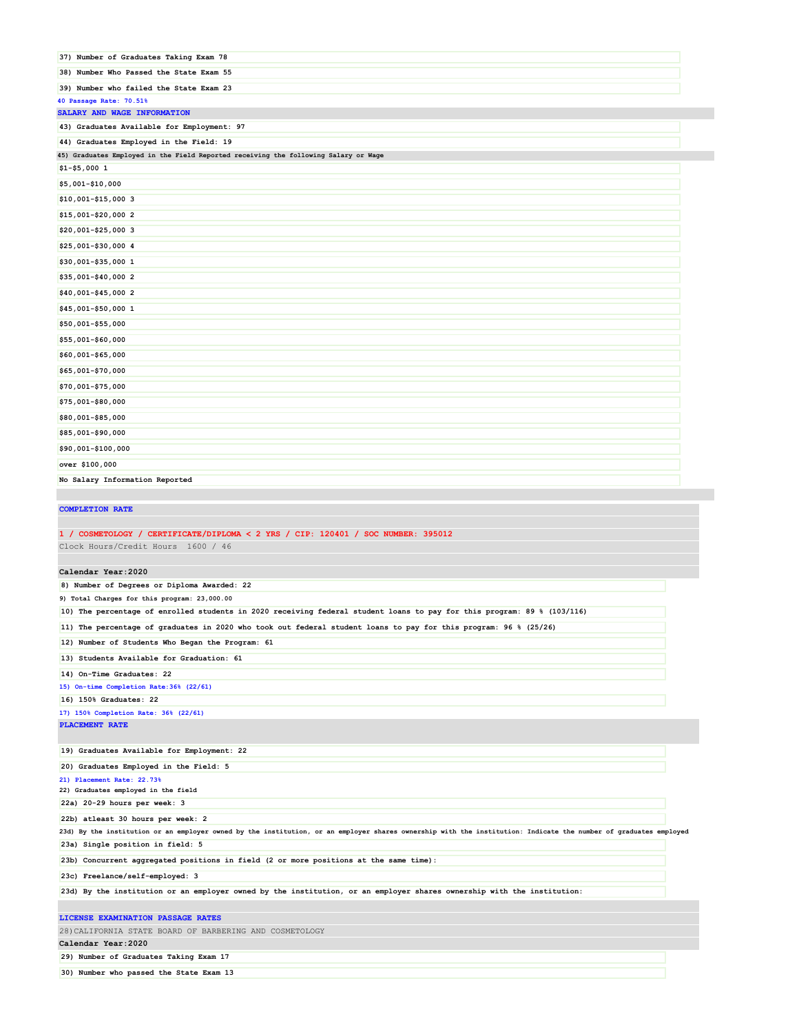37) Number of Graduates Taking Exam 78

38) Number Who Passed the State Exam 55

39) Number who failed the State Exam 23

40 Passage Rate: 70.51%

**SALARY AND WAGE INFORMATION**

43) Graduates Available for Employment: 97

44) Graduates Employed in the Field: 19

45) Graduates Employed in the Field Reported receiving the following Salary or Wage

| Salary Range | Count |
|---|---|
| $1-$5,000 | 1 |
| $5,001-$10,000 | |
| $10,001-$15,000 | 3 |
| $15,001-$20,000 | 2 |
| $20,001-$25,000 | 3 |
| $25,001-$30,000 | 4 |
| $30,001-$35,000 | 1 |
| $35,001-$40,000 | 2 |
| $40,001-$45,000 | 2 |
| $45,001-$50,000 | 1 |
| $50,001-$55,000 | |
| $55,001-$60,000 | |
| $60,001-$65,000 | |
| $65,001-$70,000 | |
| $70,001-$75,000 | |
| $75,001-$80,000 | |
| $80,001-$85,000 | |
| $85,001-$90,000 | |
| $90,001-$100,000 | |
| over $100,000 | |
| No Salary Information Reported | |

**COMPLETION RATE**

**1 / COSMETOLOGY / CERTIFICATE/DIPLOMA < 2 YRS / CIP: 120401 / SOC NUMBER: 395012**

Clock Hours/Credit Hours 1600 / 46

**Calendar Year:2020**

8) Number of Degrees or Diploma Awarded: 22

9) Total Charges for this program: 23,000.00

10) The percentage of enrolled students in 2020 receiving federal student loans to pay for this program: 89 % (103/116)

11) The percentage of graduates in 2020 who took out federal student loans to pay for this program: 96 % (25/26)

12) Number of Students Who Began the Program: 61

13) Students Available for Graduation: 61

14) On-Time Graduates: 22

15) On-time Completion Rate:36% (22/61)

16) 150% Graduates: 22

17) 150% Completion Rate: 36% (22/61)

**PLACEMENT RATE**

19) Graduates Available for Employment: 22

20) Graduates Employed in the Field: 5

21) Placement Rate: 22.73%

22) Graduates employed in the field

22a) 20-29 hours per week: 3

22b) atleast 30 hours per week: 2

23d) By the institution or an employer owned by the institution, or an employer shares ownership with the institution: Indicate the number of graduates employed

23a) Single position in field: 5

23b) Concurrent aggregated positions in field (2 or more positions at the same time):

23c) Freelance/self-employed: 3

23d) By the institution or an employer owned by the institution, or an employer shares ownership with the institution:

**LICENSE EXAMINATION PASSAGE RATES**

28)CALIFORNIA STATE BOARD OF BARBERING AND COSMETOLOGY

**Calendar Year:2020**

29) Number of Graduates Taking Exam 17

30) Number who passed the State Exam 13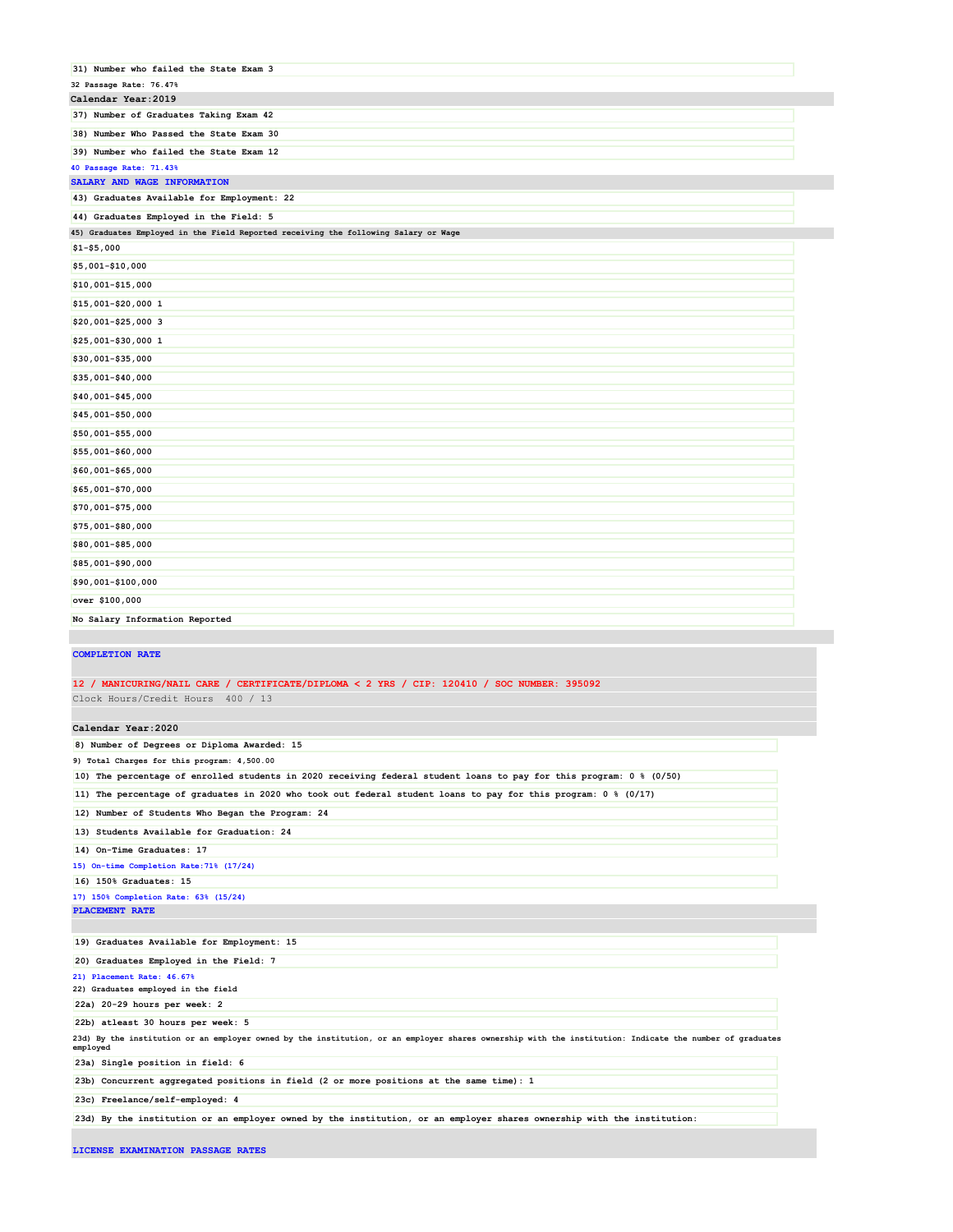31) Number who failed the State Exam 3

32 Passage Rate: 76.47%

**Calendar Year:2019**

37) Number of Graduates Taking Exam 42

38) Number Who Passed the State Exam 30

39) Number who failed the State Exam 12

40 Passage Rate: 71.43%

### SALARY AND WAGE INFORMATION

43) Graduates Available for Employment: 22

44) Graduates Employed in the Field: 5

45) Graduates Employed in the Field Reported receiving the following Salary or Wage

| Salary or Wage | Graduates |
|---|---|
| $1-$5,000 | |
| $5,001-$10,000 | |
| $10,001-$15,000 | |
| $15,001-$20,000 | 1 |
| $20,001-$25,000 | 3 |
| $25,001-$30,000 | 1 |
| $30,001-$35,000 | |
| $35,001-$40,000 | |
| $40,001-$45,000 | |
| $45,001-$50,000 | |
| $50,001-$55,000 | |
| $55,001-$60,000 | |
| $60,001-$65,000 | |
| $65,001-$70,000 | |
| $70,001-$75,000 | |
| $75,001-$80,000 | |
| $80,001-$85,000 | |
| $85,001-$90,000 | |
| $90,001-$100,000 | |
| over $100,000 | |
| No Salary Information Reported | |

### COMPLETION RATE

**12 / MANICURING/NAIL CARE / CERTIFICATE/DIPLOMA < 2 YRS / CIP: 120410 / SOC NUMBER: 395092**

Clock Hours/Credit Hours 400 / 13

**Calendar Year:2020**

8) Number of Degrees or Diploma Awarded: 15

9) Total Charges for this program: 4,500.00

10) The percentage of enrolled students in 2020 receiving federal student loans to pay for this program: 0 % (0/50)

11) The percentage of graduates in 2020 who took out federal student loans to pay for this program: 0 % (0/17)

12) Number of Students Who Began the Program: 24

13) Students Available for Graduation: 24

14) On-Time Graduates: 17

15) On-time Completion Rate:71% (17/24)

16) 150% Graduates: 15

17) 150% Completion Rate: 63% (15/24)

### PLACEMENT RATE

19) Graduates Available for Employment: 15

20) Graduates Employed in the Field: 7

21) Placement Rate: 46.67%

22) Graduates employed in the field

22a) 20-29 hours per week: 2

22b) atleast 30 hours per week: 5

23d) By the institution or an employer owned by the institution, or an employer shares ownership with the institution: Indicate the number of graduates employed

23a) Single position in field: 6

23b) Concurrent aggregated positions in field (2 or more positions at the same time): 1

23c) Freelance/self-employed: 4

23d) By the institution or an employer owned by the institution, or an employer shares ownership with the institution:

### LICENSE EXAMINATION PASSAGE RATES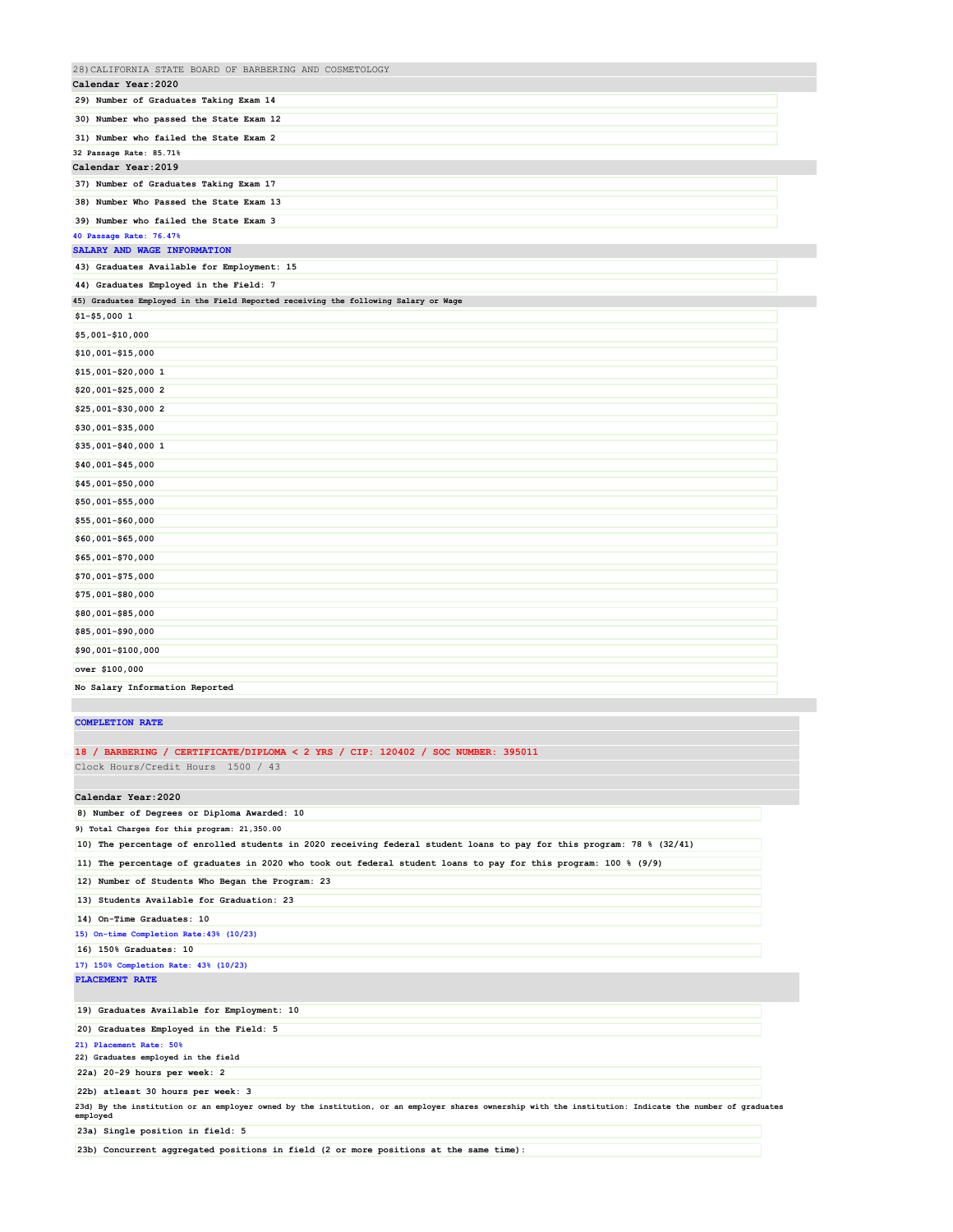28) CALIFORNIA STATE BOARD OF BARBERING AND COSMETOLOGY

**Calendar Year:2020**

29) Number of Graduates Taking Exam 14

30) Number who passed the State Exam 12

31) Number who failed the State Exam 2

32 Passage Rate: 85.71%

**Calendar Year:2019**

37) Number of Graduates Taking Exam 17

38) Number Who Passed the State Exam 13

39) Number who failed the State Exam 3

40 Passage Rate: 76.47%

**SALARY AND WAGE INFORMATION**

43) Graduates Available for Employment: 15

44) Graduates Employed in the Field: 7

45) Graduates Employed in the Field Reported receiving the following Salary or Wage

| Salary or Wage | Graduates |
|---|---|
| $1-$5,000 | 1 |
| $5,001-$10,000 | |
| $10,001-$15,000 | |
| $15,001-$20,000 | 1 |
| $20,001-$25,000 | 2 |
| $25,001-$30,000 | 2 |
| $30,001-$35,000 | |
| $35,001-$40,000 | 1 |
| $40,001-$45,000 | |
| $45,001-$50,000 | |
| $50,001-$55,000 | |
| $55,001-$60,000 | |
| $60,001-$65,000 | |
| $65,001-$70,000 | |
| $70,001-$75,000 | |
| $75,001-$80,000 | |
| $80,001-$85,000 | |
| $85,001-$90,000 | |
| $90,001-$100,000 | |
| over $100,000 | |
| No Salary Information Reported | |

**COMPLETION RATE**

**18 / BARBERING / CERTIFICATE/DIPLOMA < 2 YRS / CIP: 120402 / SOC NUMBER: 395011**

Clock Hours/Credit Hours 1500 / 43

**Calendar Year:2020**

8) Number of Degrees or Diploma Awarded: 10

9) Total Charges for this program: 21,350.00

10) The percentage of enrolled students in 2020 receiving federal student loans to pay for this program: 78 % (32/41)

11) The percentage of graduates in 2020 who took out federal student loans to pay for this program: 100 % (9/9)

12) Number of Students Who Began the Program: 23

13) Students Available for Graduation: 23

14) On-Time Graduates: 10

15) On-time Completion Rate:43% (10/23)

16) 150% Graduates: 10

17) 150% Completion Rate: 43% (10/23)

**PLACEMENT RATE**

19) Graduates Available for Employment: 10

20) Graduates Employed in the Field: 5

21) Placement Rate: 50%

22) Graduates employed in the field

22a) 20-29 hours per week: 2

22b) atleast 30 hours per week: 3

23d) By the institution or an employer owned by the institution, or an employer shares ownership with the institution: Indicate the number of graduates employed

23a) Single position in field: 5

23b) Concurrent aggregated positions in field (2 or more positions at the same time):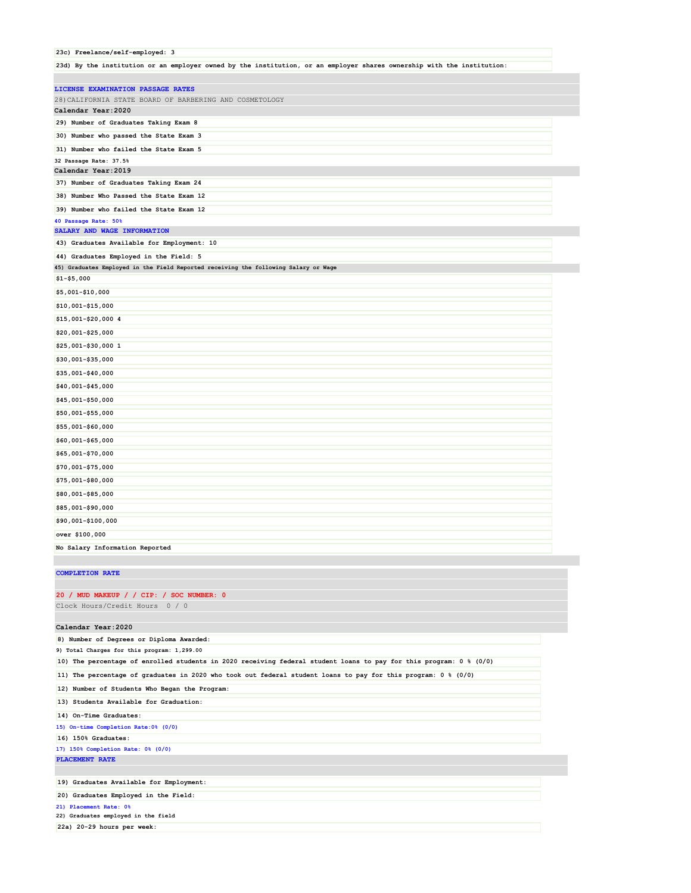23c) Freelance/self-employed: 3

23d) By the institution or an employer owned by the institution, or an employer shares ownership with the institution:

## LICENSE EXAMINATION PASSAGE RATES

28) CALIFORNIA STATE BOARD OF BARBERING AND COSMETOLOGY

**Calendar Year: 2020**

29) Number of Graduates Taking Exam 8

30) Number who passed the State Exam 3

31) Number who failed the State Exam 5

32 Passage Rate: 37.5%

**Calendar Year: 2019**

37) Number of Graduates Taking Exam 24

38) Number Who Passed the State Exam 12

39) Number who failed the State Exam 12

40 Passage Rate: 50%

## SALARY AND WAGE INFORMATION

43) Graduates Available for Employment: 10

44) Graduates Employed in the Field: 5

45) Graduates Employed in the Field Reported receiving the following Salary or Wage

| Salary or Wage | Graduates |
|---|---|
| $1-$5,000 | |
| $5,001-$10,000 | |
| $10,001-$15,000 | |
| $15,001-$20,000 | 4 |
| $20,001-$25,000 | |
| $25,001-$30,000 | 1 |
| $30,001-$35,000 | |
| $35,001-$40,000 | |
| $40,001-$45,000 | |
| $45,001-$50,000 | |
| $50,001-$55,000 | |
| $55,001-$60,000 | |
| $60,001-$65,000 | |
| $65,001-$70,000 | |
| $70,001-$75,000 | |
| $75,001-$80,000 | |
| $80,001-$85,000 | |
| $85,001-$90,000 | |
| $90,001-$100,000 | |
| over $100,000 | |
| No Salary Information Reported | |

## COMPLETION RATE

**20 / MUD MAKEUP / / CIP: / SOC NUMBER: 0**

Clock Hours/Credit Hours 0 / 0

**Calendar Year: 2020**

8) Number of Degrees or Diploma Awarded:

9) Total Charges for this program: 1,299.00

10) The percentage of enrolled students in 2020 receiving federal student loans to pay for this program: 0 % (0/0)

11) The percentage of graduates in 2020 who took out federal student loans to pay for this program: 0 % (0/0)

12) Number of Students Who Began the Program:

13) Students Available for Graduation:

14) On-Time Graduates:

15) On-time Completion Rate: 0% (0/0)

16) 150% Graduates:

17) 150% Completion Rate: 0% (0/0)

## PLACEMENT RATE

19) Graduates Available for Employment:

20) Graduates Employed in the Field:

21) Placement Rate: 0%

22) Graduates employed in the field

22a) 20-29 hours per week: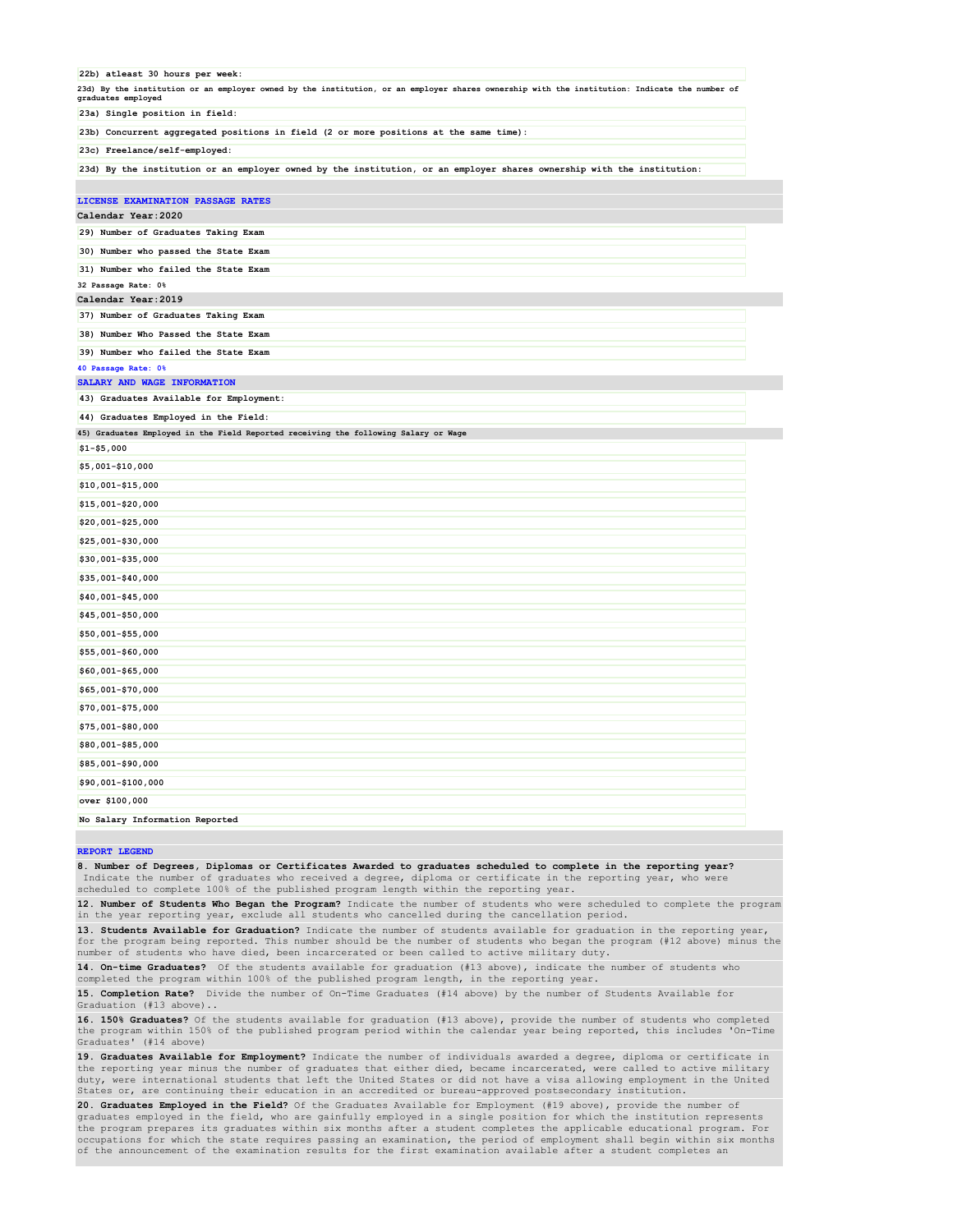22b) atleast 30 hours per week:

23d) By the institution or an employer owned by the institution, or an employer shares ownership with the institution: Indicate the number of graduates employed

23a) Single position in field:

23b) Concurrent aggregated positions in field (2 or more positions at the same time):

23c) Freelance/self-employed:

23d) By the institution or an employer owned by the institution, or an employer shares ownership with the institution:

## LICENSE EXAMINATION PASSAGE RATES

**Calendar Year:2020**

29) Number of Graduates Taking Exam

30) Number who passed the State Exam

31) Number who failed the State Exam

32 Passage Rate: 0%

**Calendar Year:2019**

37) Number of Graduates Taking Exam

38) Number Who Passed the State Exam

39) Number who failed the State Exam

40 Passage Rate: 0%

## SALARY AND WAGE INFORMATION

43) Graduates Available for Employment:

44) Graduates Employed in the Field:

45) Graduates Employed in the Field Reported receiving the following Salary or Wage

$1-$5,000

$5,001-$10,000

$10,001-$15,000

$15,001-$20,000

$20,001-$25,000

$25,001-$30,000

$30,001-$35,000

$35,001-$40,000

$40,001-$45,000

$45,001-$50,000

$50,001-$55,000

$55,001-$60,000

$60,001-$65,000

$65,001-$70,000

$70,001-$75,000

$75,001-$80,000

$80,001-$85,000

$85,001-$90,000

$90,001-$100,000

over $100,000

No Salary Information Reported

## REPORT LEGEND

**8. Number of Degrees, Diplomas or Certificates Awarded to graduates scheduled to complete in the reporting year?** Indicate the number of graduates who received a degree, diploma or certificate in the reporting year, who were scheduled to complete 100% of the published program length within the reporting year.

**12. Number of Students Who Began the Program?** Indicate the number of students who were scheduled to complete the program in the year reporting year, exclude all students who cancelled during the cancellation period.

**13. Students Available for Graduation?** Indicate the number of students available for graduation in the reporting year, for the program being reported. This number should be the number of students who began the program (#12 above) minus the number of students who have died, been incarcerated or been called to active military duty.

**14. On-time Graduates?** Of the students available for graduation (#13 above), indicate the number of students who completed the program within 100% of the published program length, in the reporting year.

**15. Completion Rate?** Divide the number of On-Time Graduates (#14 above) by the number of Students Available for Graduation (#13 above)..

**16. 150% Graduates?** Of the students available for graduation (#13 above), provide the number of students who completed the program within 150% of the published program period within the calendar year being reported, this includes 'On-Time Graduates' (#14 above)

**19. Graduates Available for Employment?** Indicate the number of individuals awarded a degree, diploma or certificate in the reporting year minus the number of graduates that either died, became incarcerated, were called to active military duty, were international students that left the United States or did not have a visa allowing employment in the United States or, are continuing their education in an accredited or bureau-approved postsecondary institution.

**20. Graduates Employed in the Field?** Of the Graduates Available for Employment (#19 above), provide the number of graduates employed in the field, who are gainfully employed in a single position for which the institution represents the program prepares its graduates within six months after a student completes the applicable educational program. For occupations for which the state requires passing an examination, the period of employment shall begin within six months of the announcement of the examination results for the first examination available after a student completes an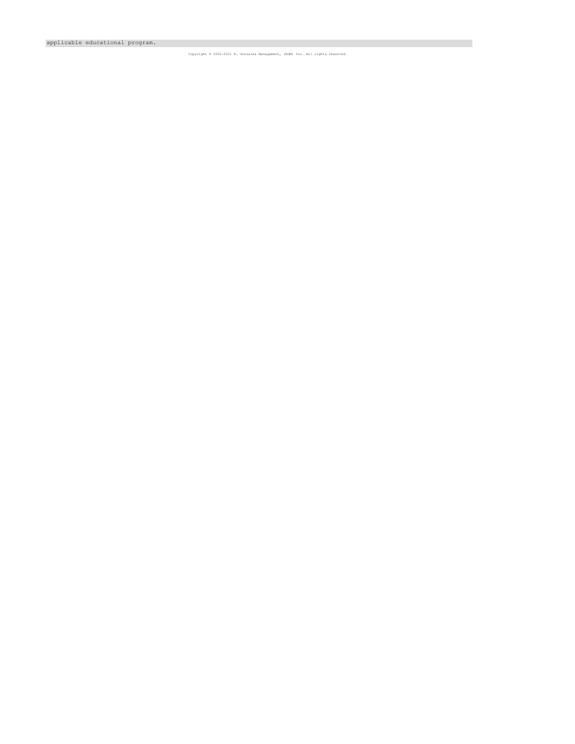applicable educational program.